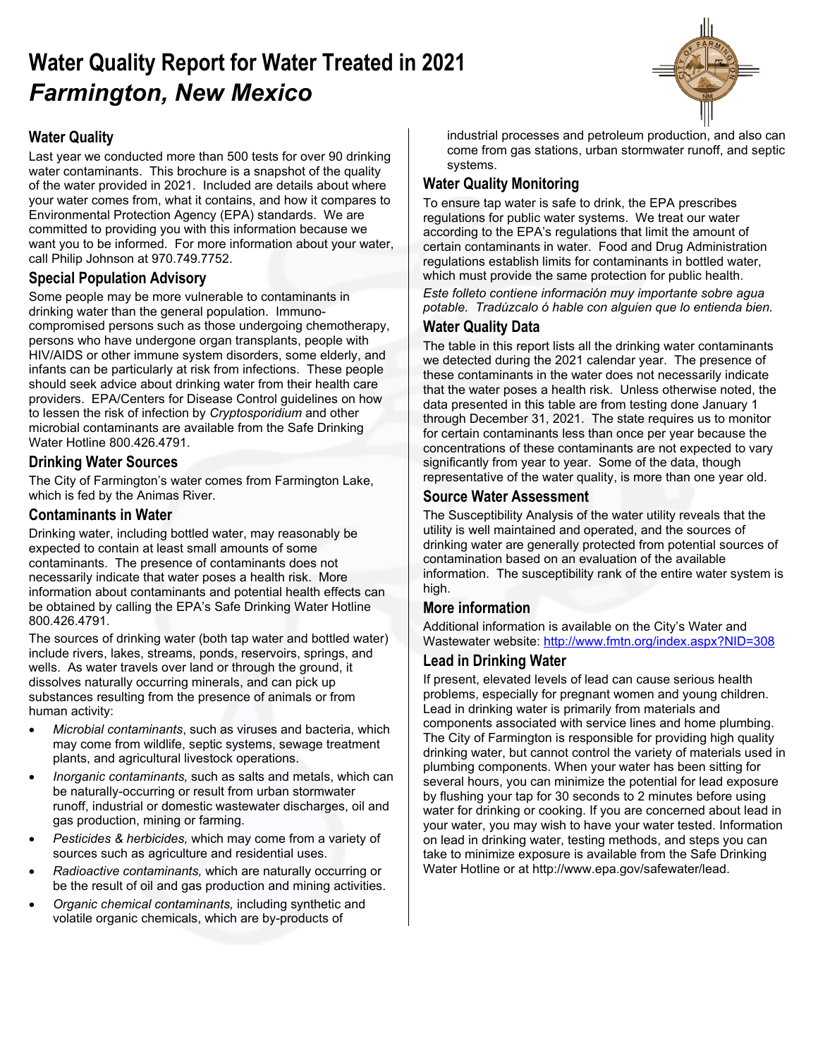# Water Quality Report for Water Treated in 2021

# *Farmington, New Mexico*

## Water Quality

Last year we conducted more than 500 tests for over 90 drinking water contaminants. This brochure is a snapshot of the quality of the water provided in 2021. Included are details about where your water comes from, what it contains, and how it compares to Environmental Protection Agency (EPA) standards. We are committed to providing you with this information because we want you to be informed. For more information about your water, call Philip Johnson at 970.749.7752.

## Special Population Advisory

Some people may be more vulnerable to contaminants in drinking water than the general population. Immuno-compromised persons such as those undergoing chemotherapy, persons who have undergone organ transplants, people with HIV/AIDS or other immune system disorders, some elderly, and infants can be particularly at risk from infections. These people should seek advice about drinking water from their health care providers. EPA/Centers for Disease Control guidelines on how to lessen the risk of infection by *Cryptosporidium* and other microbial contaminants are available from the Safe Drinking Water Hotline 800.426.4791.

## Drinking Water Sources

The City of Farmington's water comes from Farmington Lake, which is fed by the Animas River.

## Contaminants in Water

Drinking water, including bottled water, may reasonably be expected to contain at least small amounts of some contaminants. The presence of contaminants does not necessarily indicate that water poses a health risk. More information about contaminants and potential health effects can be obtained by calling the EPA's Safe Drinking Water Hotline 800.426.4791.

The sources of drinking water (both tap water and bottled water) include rivers, lakes, streams, ponds, reservoirs, springs, and wells. As water travels over land or through the ground, it dissolves naturally occurring minerals, and can pick up substances resulting from the presence of animals or from human activity:

- *Microbial contaminants*, such as viruses and bacteria, which may come from wildlife, septic systems, sewage treatment plants, and agricultural livestock operations.
- *Inorganic contaminants,* such as salts and metals, which can be naturally-occurring or result from urban stormwater runoff, industrial or domestic wastewater discharges, oil and gas production, mining or farming.
- *Pesticides & herbicides,* which may come from a variety of sources such as agriculture and residential uses.
- *Radioactive contaminants,* which are naturally occurring or be the result of oil and gas production and mining activities.
- *Organic chemical contaminants,* including synthetic and volatile organic chemicals, which are by-products of industrial processes and petroleum production, and also can come from gas stations, urban stormwater runoff, and septic systems.

## Water Quality Monitoring

To ensure tap water is safe to drink, the EPA prescribes regulations for public water systems. We treat our water according to the EPA's regulations that limit the amount of certain contaminants in water. Food and Drug Administration regulations establish limits for contaminants in bottled water, which must provide the same protection for public health.

*Este folleto contiene información muy importante sobre agua potable. Tradúzcalo ó hable con alguien que lo entienda bien.*

## Water Quality Data

The table in this report lists all the drinking water contaminants we detected during the 2021 calendar year. The presence of these contaminants in the water does not necessarily indicate that the water poses a health risk. Unless otherwise noted, the data presented in this table are from testing done January 1 through December 31, 2021. The state requires us to monitor for certain contaminants less than once per year because the concentrations of these contaminants are not expected to vary significantly from year to year. Some of the data, though representative of the water quality, is more than one year old.

## Source Water Assessment

The Susceptibility Analysis of the water utility reveals that the utility is well maintained and operated, and the sources of drinking water are generally protected from potential sources of contamination based on an evaluation of the available information. The susceptibility rank of the entire water system is high.

## More information

Additional information is available on the City's Water and Wastewater website: http://www.fmtn.org/index.aspx?NID=308

## Lead in Drinking Water

If present, elevated levels of lead can cause serious health problems, especially for pregnant women and young children. Lead in drinking water is primarily from materials and components associated with service lines and home plumbing. The City of Farmington is responsible for providing high quality drinking water, but cannot control the variety of materials used in plumbing components. When your water has been sitting for several hours, you can minimize the potential for lead exposure by flushing your tap for 30 seconds to 2 minutes before using water for drinking or cooking. If you are concerned about lead in your water, you may wish to have your water tested. Information on lead in drinking water, testing methods, and steps you can take to minimize exposure is available from the Safe Drinking Water Hotline or at http://www.epa.gov/safewater/lead.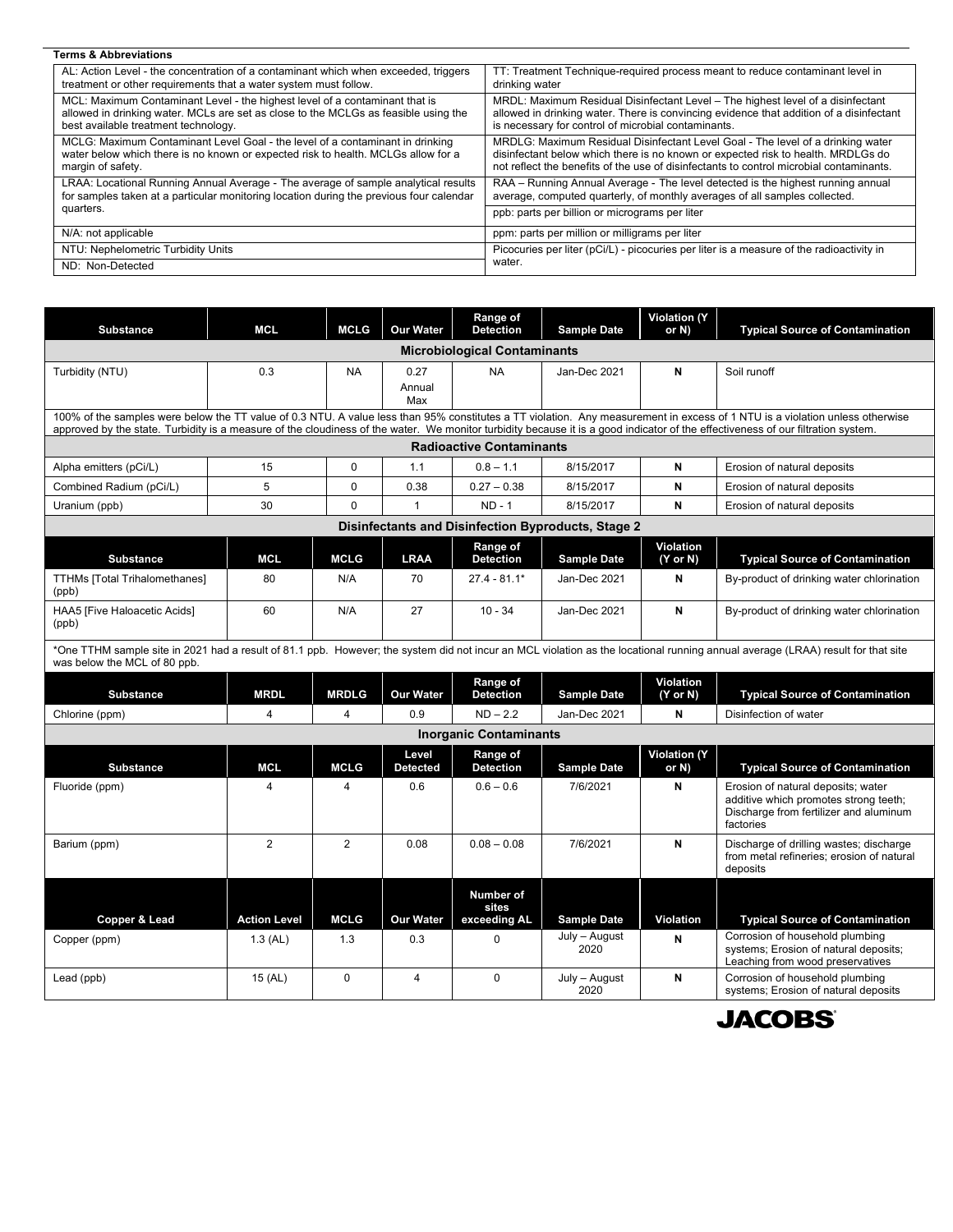**Terms & Abbreviations**

| | |
|---|---|
| AL: Action Level - the concentration of a contaminant which when exceeded, triggers treatment or other requirements that a water system must follow. | TT: Treatment Technique-required process meant to reduce contaminant level in drinking water |
| MCL: Maximum Contaminant Level - the highest level of a contaminant that is allowed in drinking water. MCLs are set as close to the MCLGs as feasible using the best available treatment technology. | MRDL: Maximum Residual Disinfectant Level – The highest level of a disinfectant allowed in drinking water. There is convincing evidence that addition of a disinfectant is necessary for control of microbial contaminants. |
| MCLG: Maximum Contaminant Level Goal - the level of a contaminant in drinking water below which there is no known or expected risk to health. MCLGs allow for a margin of safety. | MRDLG: Maximum Residual Disinfectant Level Goal - The level of a drinking water disinfectant below which there is no known or expected risk to health. MRDLGs do not reflect the benefits of the use of disinfectants to control microbial contaminants. |
| LRAA: Locational Running Annual Average - The average of sample analytical results for samples taken at a particular monitoring location during the previous four calendar quarters. | RAA – Running Annual Average - The level detected is the highest running annual average, computed quarterly, of monthly averages of all samples collected. |
| | ppb: parts per billion or micrograms per liter |
| N/A: not applicable | ppm: parts per million or milligrams per liter |
| NTU: Nephelometric Turbidity Units | Picocuries per liter (pCi/L) - picocuries per liter is a measure of the radioactivity in water. |
| ND: Non-Detected | |

| Substance | MCL | MCLG | Our Water | Range of Detection | Sample Date | Violation (Y or N) | Typical Source of Contamination |
|---|---|---|---|---|---|---|---|
| **Microbiological Contaminants** | | | | | | | |
| Turbidity (NTU) | 0.3 | NA | 0.27 Annual Max | NA | Jan-Dec 2021 | N | Soil runoff |
| 100% of the samples were below the TT value of 0.3 NTU. A value less than 95% constitutes a TT violation. Any measurement in excess of 1 NTU is a violation unless otherwise approved by the state. Turbidity is a measure of the cloudiness of the water. We monitor turbidity because it is a good indicator of the effectiveness of our filtration system. | | | | | | | |
| **Radioactive Contaminants** | | | | | | | |
| Alpha emitters (pCi/L) | 15 | 0 | 1.1 | 0.8 – 1.1 | 8/15/2017 | N | Erosion of natural deposits |
| Combined Radium (pCi/L) | 5 | 0 | 0.38 | 0.27 – 0.38 | 8/15/2017 | N | Erosion of natural deposits |
| Uranium (ppb) | 30 | 0 | 1 | ND - 1 | 8/15/2017 | N | Erosion of natural deposits |
| **Disinfectants and Disinfection Byproducts, Stage 2** | | | | | | | |
| **Substance** | **MCL** | **MCLG** | **LRAA** | **Range of Detection** | **Sample Date** | **Violation (Y or N)** | **Typical Source of Contamination** |
| TTHMs [Total Trihalomethanes] (ppb) | 80 | N/A | 70 | 27.4 - 81.1* | Jan-Dec 2021 | N | By-product of drinking water chlorination |
| HAA5 [Five Haloacetic Acids] (ppb) | 60 | N/A | 27 | 10 - 34 | Jan-Dec 2021 | N | By-product of drinking water chlorination |
| *One TTHM sample site in 2021 had a result of 81.1 ppb. However; the system did not incur an MCL violation as the locational running annual average (LRAA) result for that site was below the MCL of 80 ppb. | | | | | | | |
| **Substance** | **MRDL** | **MRDLG** | **Our Water** | **Range of Detection** | **Sample Date** | **Violation (Y or N)** | **Typical Source of Contamination** |
| Chlorine (ppm) | 4 | 4 | 0.9 | ND – 2.2 | Jan-Dec 2021 | N | Disinfection of water |
| **Inorganic Contaminants** | | | | | | | |
| **Substance** | **MCL** | **MCLG** | **Level Detected** | **Range of Detection** | **Sample Date** | **Violation (Y or N)** | **Typical Source of Contamination** |
| Fluoride (ppm) | 4 | 4 | 0.6 | 0.6 – 0.6 | 7/6/2021 | N | Erosion of natural deposits; water additive which promotes strong teeth; Discharge from fertilizer and aluminum factories |
| Barium (ppm) | 2 | 2 | 0.08 | 0.08 – 0.08 | 7/6/2021 | N | Discharge of drilling wastes; discharge from metal refineries; erosion of natural deposits |
| **Copper & Lead** | **Action Level** | **MCLG** | **Our Water** | **Number of sites exceeding AL** | **Sample Date** | **Violation** | **Typical Source of Contamination** |
| Copper (ppm) | 1.3 (AL) | 1.3 | 0.3 | 0 | July – August 2020 | N | Corrosion of household plumbing systems; Erosion of natural deposits; Leaching from wood preservatives |
| Lead (ppb) | 15 (AL) | 0 | 4 | 0 | July – August 2020 | N | Corrosion of household plumbing systems; Erosion of natural deposits |

JACOBS